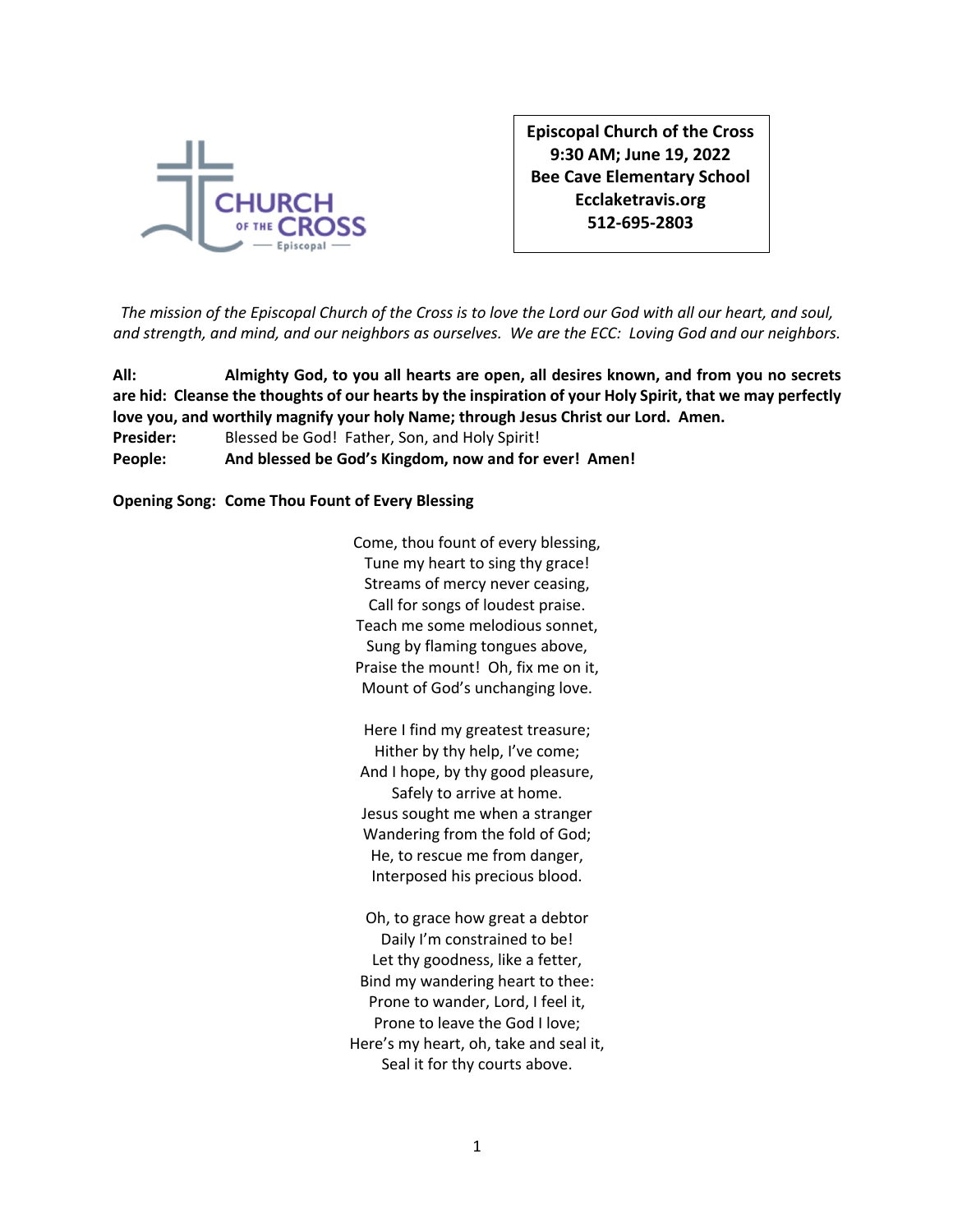**Episcopal Church of the Cross**
**9:30 AM; June 19, 2022**
**Bee Cave Elementary School**
**Ecclaketravis.org**
**512-695-2803**

*The mission of the Episcopal Church of the Cross is to love the Lord our God with all our heart, and soul, and strength, and mind, and our neighbors as ourselves. We are the ECC: Loving God and our neighbors.*

**All:** **Almighty God, to you all hearts are open, all desires known, and from you no secrets are hid: Cleanse the thoughts of our hearts by the inspiration of your Holy Spirit, that we may perfectly love you, and worthily magnify your holy Name; through Jesus Christ our Lord. Amen.**

**Presider:** Blessed be God! Father, Son, and Holy Spirit!

**People:** **And blessed be God's Kingdom, now and for ever! Amen!**

**Opening Song: Come Thou Fount of Every Blessing**

Come, thou fount of every blessing,
Tune my heart to sing thy grace!
Streams of mercy never ceasing,
Call for songs of loudest praise.
Teach me some melodious sonnet,
Sung by flaming tongues above,
Praise the mount! Oh, fix me on it,
Mount of God's unchanging love.

Here I find my greatest treasure;
Hither by thy help, I've come;
And I hope, by thy good pleasure,
Safely to arrive at home.
Jesus sought me when a stranger
Wandering from the fold of God;
He, to rescue me from danger,
Interposed his precious blood.

Oh, to grace how great a debtor
Daily I'm constrained to be!
Let thy goodness, like a fetter,
Bind my wandering heart to thee:
Prone to wander, Lord, I feel it,
Prone to leave the God I love;
Here's my heart, oh, take and seal it,
Seal it for thy courts above.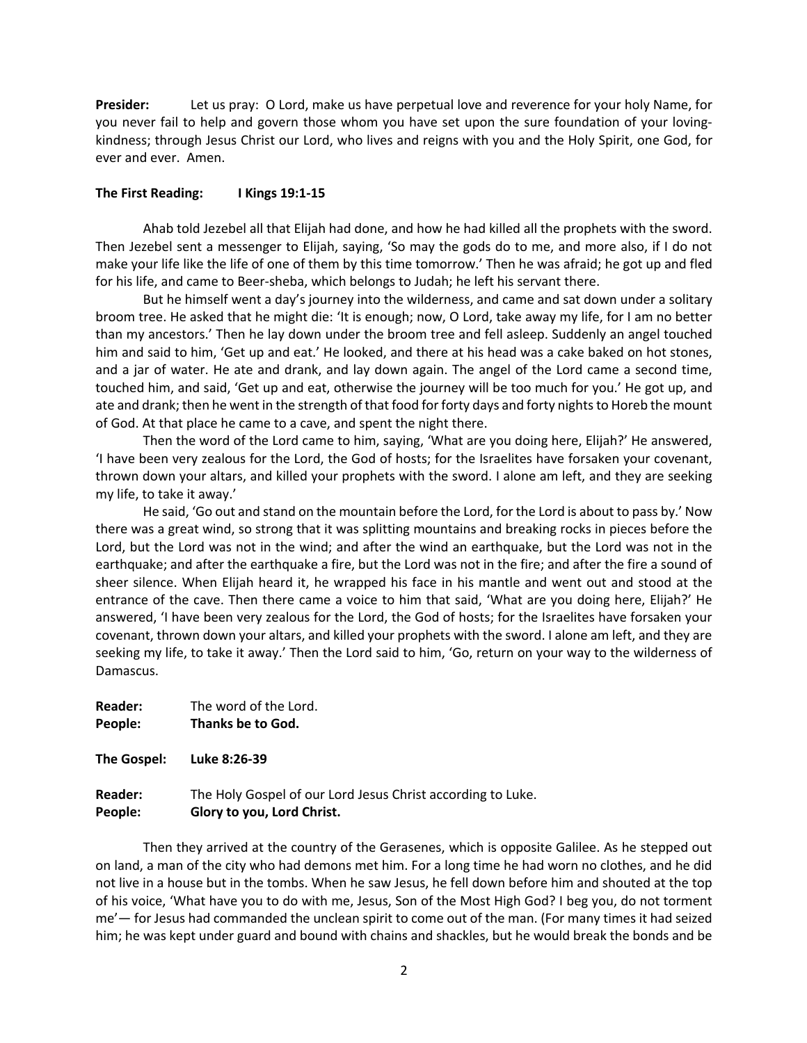**Presider:** Let us pray: O Lord, make us have perpetual love and reverence for your holy Name, for you never fail to help and govern those whom you have set upon the sure foundation of your loving-kindness; through Jesus Christ our Lord, who lives and reigns with you and the Holy Spirit, one God, for ever and ever. Amen.

**The First Reading: I Kings 19:1-15**

Ahab told Jezebel all that Elijah had done, and how he had killed all the prophets with the sword. Then Jezebel sent a messenger to Elijah, saying, 'So may the gods do to me, and more also, if I do not make your life like the life of one of them by this time tomorrow.' Then he was afraid; he got up and fled for his life, and came to Beer-sheba, which belongs to Judah; he left his servant there.

But he himself went a day's journey into the wilderness, and came and sat down under a solitary broom tree. He asked that he might die: 'It is enough; now, O Lord, take away my life, for I am no better than my ancestors.' Then he lay down under the broom tree and fell asleep. Suddenly an angel touched him and said to him, 'Get up and eat.' He looked, and there at his head was a cake baked on hot stones, and a jar of water. He ate and drank, and lay down again. The angel of the Lord came a second time, touched him, and said, 'Get up and eat, otherwise the journey will be too much for you.' He got up, and ate and drank; then he went in the strength of that food for forty days and forty nights to Horeb the mount of God. At that place he came to a cave, and spent the night there.

Then the word of the Lord came to him, saying, 'What are you doing here, Elijah?' He answered, 'I have been very zealous for the Lord, the God of hosts; for the Israelites have forsaken your covenant, thrown down your altars, and killed your prophets with the sword. I alone am left, and they are seeking my life, to take it away.'

He said, 'Go out and stand on the mountain before the Lord, for the Lord is about to pass by.' Now there was a great wind, so strong that it was splitting mountains and breaking rocks in pieces before the Lord, but the Lord was not in the wind; and after the wind an earthquake, but the Lord was not in the earthquake; and after the earthquake a fire, but the Lord was not in the fire; and after the fire a sound of sheer silence. When Elijah heard it, he wrapped his face in his mantle and went out and stood at the entrance of the cave. Then there came a voice to him that said, 'What are you doing here, Elijah?' He answered, 'I have been very zealous for the Lord, the God of hosts; for the Israelites have forsaken your covenant, thrown down your altars, and killed your prophets with the sword. I alone am left, and they are seeking my life, to take it away.' Then the Lord said to him, 'Go, return on your way to the wilderness of Damascus.

**Reader:** The word of the Lord.
**People:** **Thanks be to God.**

**The Gospel: Luke 8:26-39**

**Reader:** The Holy Gospel of our Lord Jesus Christ according to Luke.
**People:** **Glory to you, Lord Christ.**

Then they arrived at the country of the Gerasenes, which is opposite Galilee. As he stepped out on land, a man of the city who had demons met him. For a long time he had worn no clothes, and he did not live in a house but in the tombs. When he saw Jesus, he fell down before him and shouted at the top of his voice, 'What have you to do with me, Jesus, Son of the Most High God? I beg you, do not torment me'— for Jesus had commanded the unclean spirit to come out of the man. (For many times it had seized him; he was kept under guard and bound with chains and shackles, but he would break the bonds and be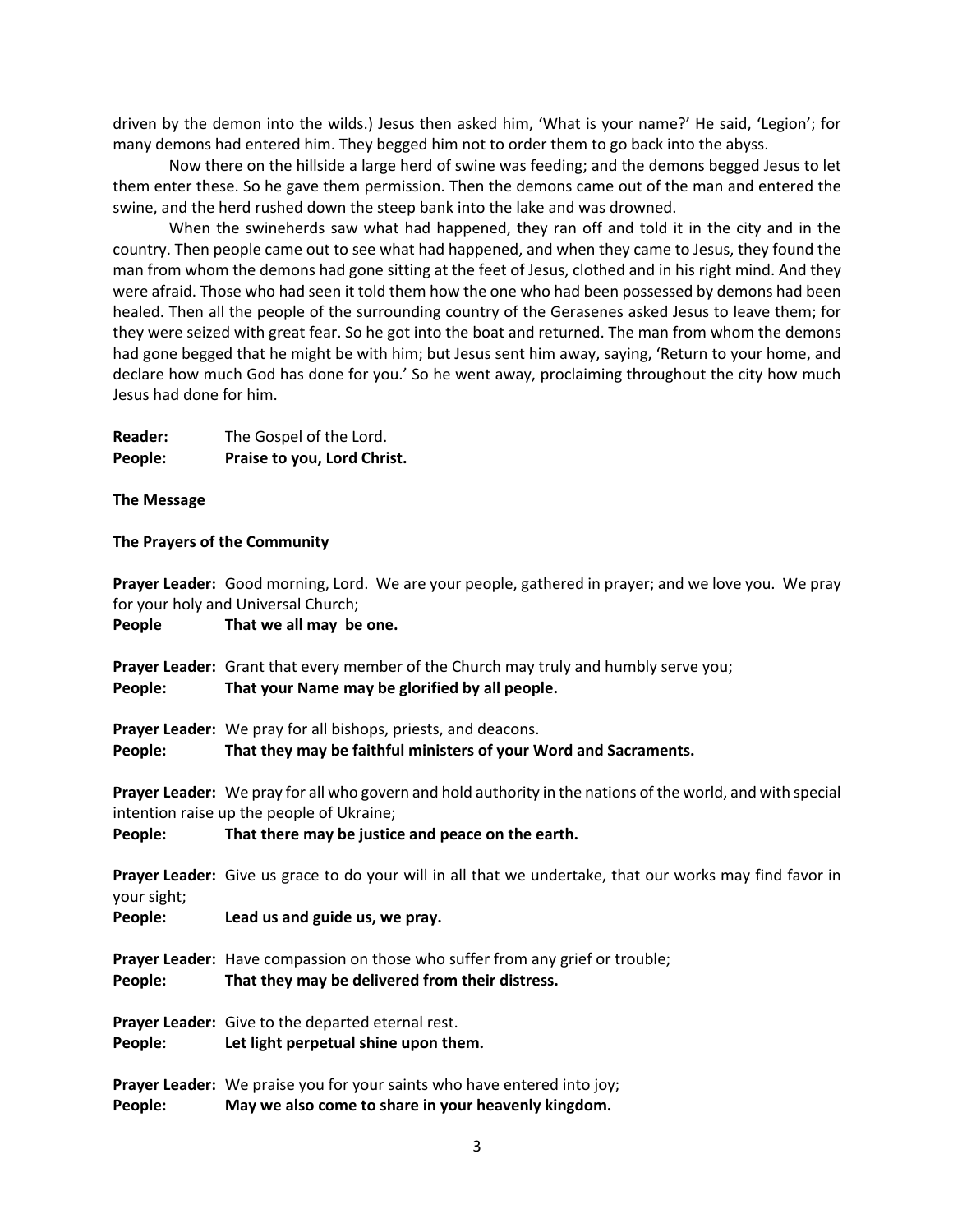driven by the demon into the wilds.) Jesus then asked him, 'What is your name?' He said, 'Legion'; for many demons had entered him. They begged him not to order them to go back into the abyss.

Now there on the hillside a large herd of swine was feeding; and the demons begged Jesus to let them enter these. So he gave them permission. Then the demons came out of the man and entered the swine, and the herd rushed down the steep bank into the lake and was drowned.

When the swineherds saw what had happened, they ran off and told it in the city and in the country. Then people came out to see what had happened, and when they came to Jesus, they found the man from whom the demons had gone sitting at the feet of Jesus, clothed and in his right mind. And they were afraid. Those who had seen it told them how the one who had been possessed by demons had been healed. Then all the people of the surrounding country of the Gerasenes asked Jesus to leave them; for they were seized with great fear. So he got into the boat and returned. The man from whom the demons had gone begged that he might be with him; but Jesus sent him away, saying, 'Return to your home, and declare how much God has done for you.' So he went away, proclaiming throughout the city how much Jesus had done for him.

**Reader:** The Gospel of the Lord.
**People:** **Praise to you, Lord Christ.**

**The Message**

**The Prayers of the Community**

**Prayer Leader:** Good morning, Lord. We are your people, gathered in prayer; and we love you. We pray for your holy and Universal Church;
**People** **That we all may be one.**

**Prayer Leader:** Grant that every member of the Church may truly and humbly serve you;
**People:** **That your Name may be glorified by all people.**

**Prayer Leader:** We pray for all bishops, priests, and deacons.
**People:** **That they may be faithful ministers of your Word and Sacraments.**

**Prayer Leader:** We pray for all who govern and hold authority in the nations of the world, and with special intention raise up the people of Ukraine;
**People:** **That there may be justice and peace on the earth.**

**Prayer Leader:** Give us grace to do your will in all that we undertake, that our works may find favor in your sight;
**People:** **Lead us and guide us, we pray.**

**Prayer Leader:** Have compassion on those who suffer from any grief or trouble;
**People:** **That they may be delivered from their distress.**

**Prayer Leader:** Give to the departed eternal rest.
**People:** **Let light perpetual shine upon them.**

**Prayer Leader:** We praise you for your saints who have entered into joy;
**People:** **May we also come to share in your heavenly kingdom.**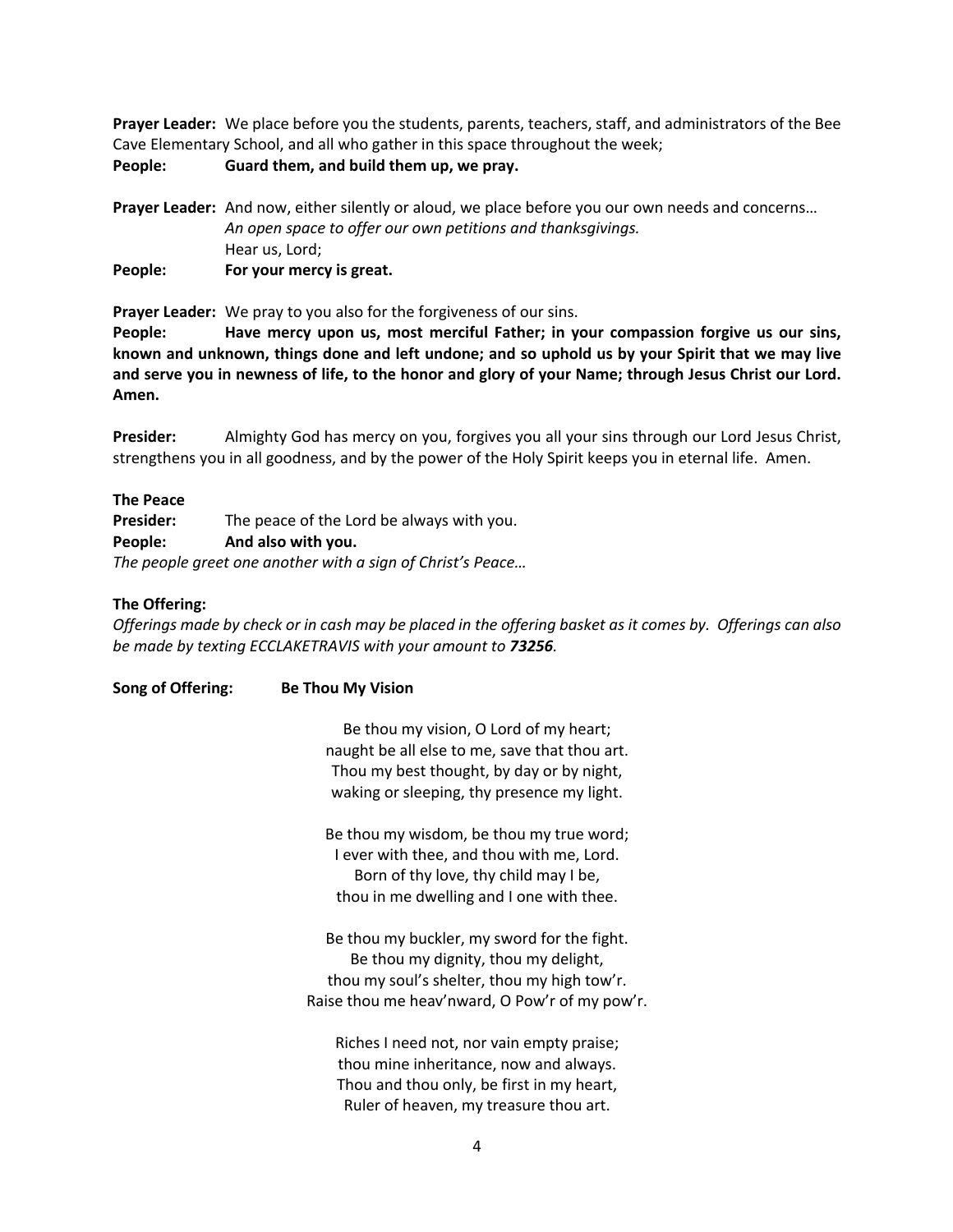**Prayer Leader:** We place before you the students, parents, teachers, staff, and administrators of the Bee Cave Elementary School, and all who gather in this space throughout the week;

**People: Guard them, and build them up, we pray.**

**Prayer Leader:** And now, either silently or aloud, we place before you our own needs and concerns…
*An open space to offer our own petitions and thanksgivings.*
Hear us, Lord;

**People: For your mercy is great.**

**Prayer Leader:** We pray to you also for the forgiveness of our sins.

**People: Have mercy upon us, most merciful Father; in your compassion forgive us our sins, known and unknown, things done and left undone; and so uphold us by your Spirit that we may live and serve you in newness of life, to the honor and glory of your Name; through Jesus Christ our Lord. Amen.**

**Presider:** Almighty God has mercy on you, forgives you all your sins through our Lord Jesus Christ, strengthens you in all goodness, and by the power of the Holy Spirit keeps you in eternal life. Amen.

**The Peace**

**Presider:** The peace of the Lord be always with you.

**People: And also with you.**

*The people greet one another with a sign of Christ's Peace…*

**The Offering:**

*Offerings made by check or in cash may be placed in the offering basket as it comes by. Offerings can also be made by texting ECCLAKETRAVIS with your amount to* ***73256****.*

**Song of Offering: Be Thou My Vision**

Be thou my vision, O Lord of my heart;
naught be all else to me, save that thou art.
Thou my best thought, by day or by night,
waking or sleeping, thy presence my light.

Be thou my wisdom, be thou my true word;
I ever with thee, and thou with me, Lord.
Born of thy love, thy child may I be,
thou in me dwelling and I one with thee.

Be thou my buckler, my sword for the fight.
Be thou my dignity, thou my delight,
thou my soul's shelter, thou my high tow'r.
Raise thou me heav'nward, O Pow'r of my pow'r.

Riches I need not, nor vain empty praise;
thou mine inheritance, now and always.
Thou and thou only, be first in my heart,
Ruler of heaven, my treasure thou art.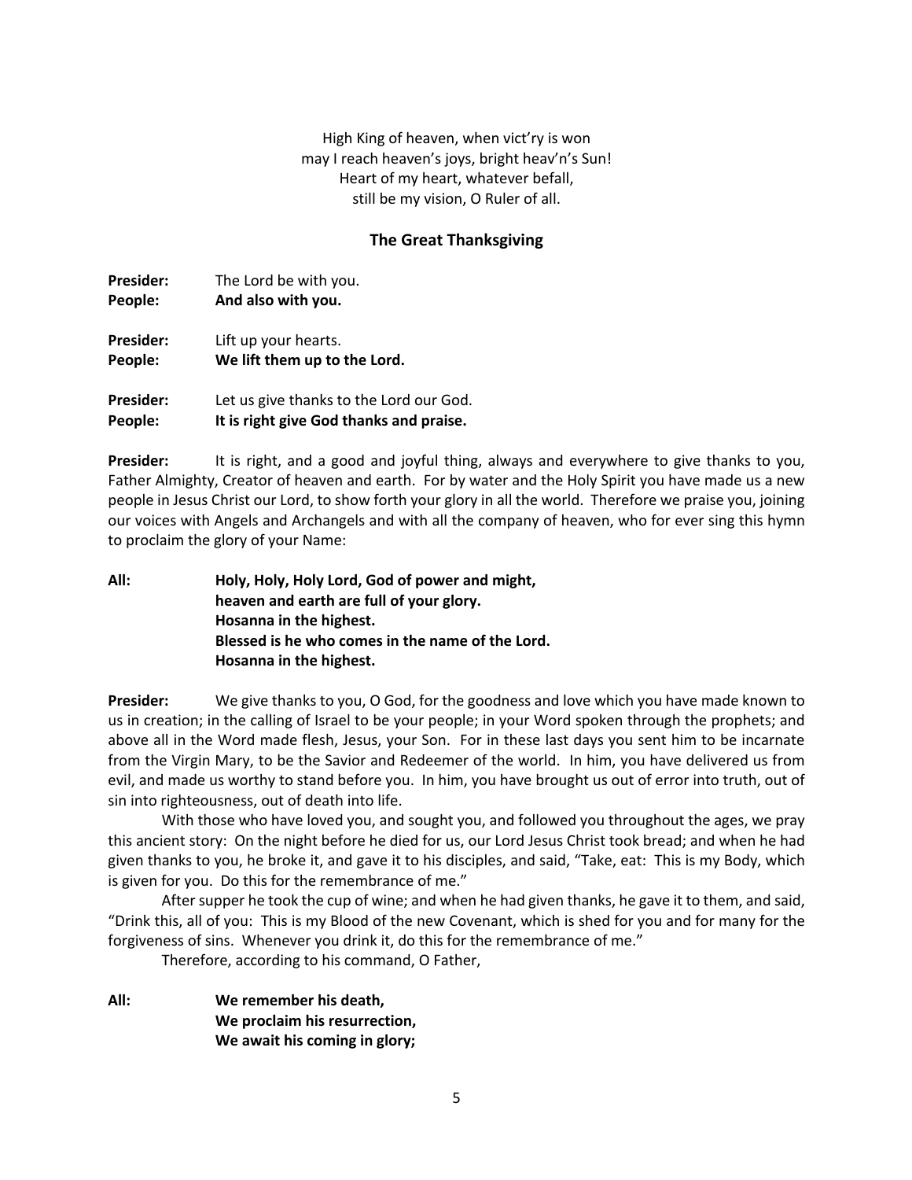High King of heaven, when vict'ry is won
may I reach heaven's joys, bright heav'n's Sun!
Heart of my heart, whatever befall,
still be my vision, O Ruler of all.

## The Great Thanksgiving

**Presider:** The Lord be with you.
**People: And also with you.**

**Presider:** Lift up your hearts.
**People: We lift them up to the Lord.**

**Presider:** Let us give thanks to the Lord our God.
**People: It is right give God thanks and praise.**

**Presider:** It is right, and a good and joyful thing, always and everywhere to give thanks to you, Father Almighty, Creator of heaven and earth. For by water and the Holy Spirit you have made us a new people in Jesus Christ our Lord, to show forth your glory in all the world. Therefore we praise you, joining our voices with Angels and Archangels and with all the company of heaven, who for ever sing this hymn to proclaim the glory of your Name:

**All: Holy, Holy, Holy Lord, God of power and might,
heaven and earth are full of your glory.
Hosanna in the highest.
Blessed is he who comes in the name of the Lord.
Hosanna in the highest.**

**Presider:** We give thanks to you, O God, for the goodness and love which you have made known to us in creation; in the calling of Israel to be your people; in your Word spoken through the prophets; and above all in the Word made flesh, Jesus, your Son. For in these last days you sent him to be incarnate from the Virgin Mary, to be the Savior and Redeemer of the world. In him, you have delivered us from evil, and made us worthy to stand before you. In him, you have brought us out of error into truth, out of sin into righteousness, out of death into life.

With those who have loved you, and sought you, and followed you throughout the ages, we pray this ancient story: On the night before he died for us, our Lord Jesus Christ took bread; and when he had given thanks to you, he broke it, and gave it to his disciples, and said, "Take, eat: This is my Body, which is given for you. Do this for the remembrance of me."

After supper he took the cup of wine; and when he had given thanks, he gave it to them, and said, "Drink this, all of you: This is my Blood of the new Covenant, which is shed for you and for many for the forgiveness of sins. Whenever you drink it, do this for the remembrance of me."

Therefore, according to his command, O Father,

**All: We remember his death,
We proclaim his resurrection,
We await his coming in glory;**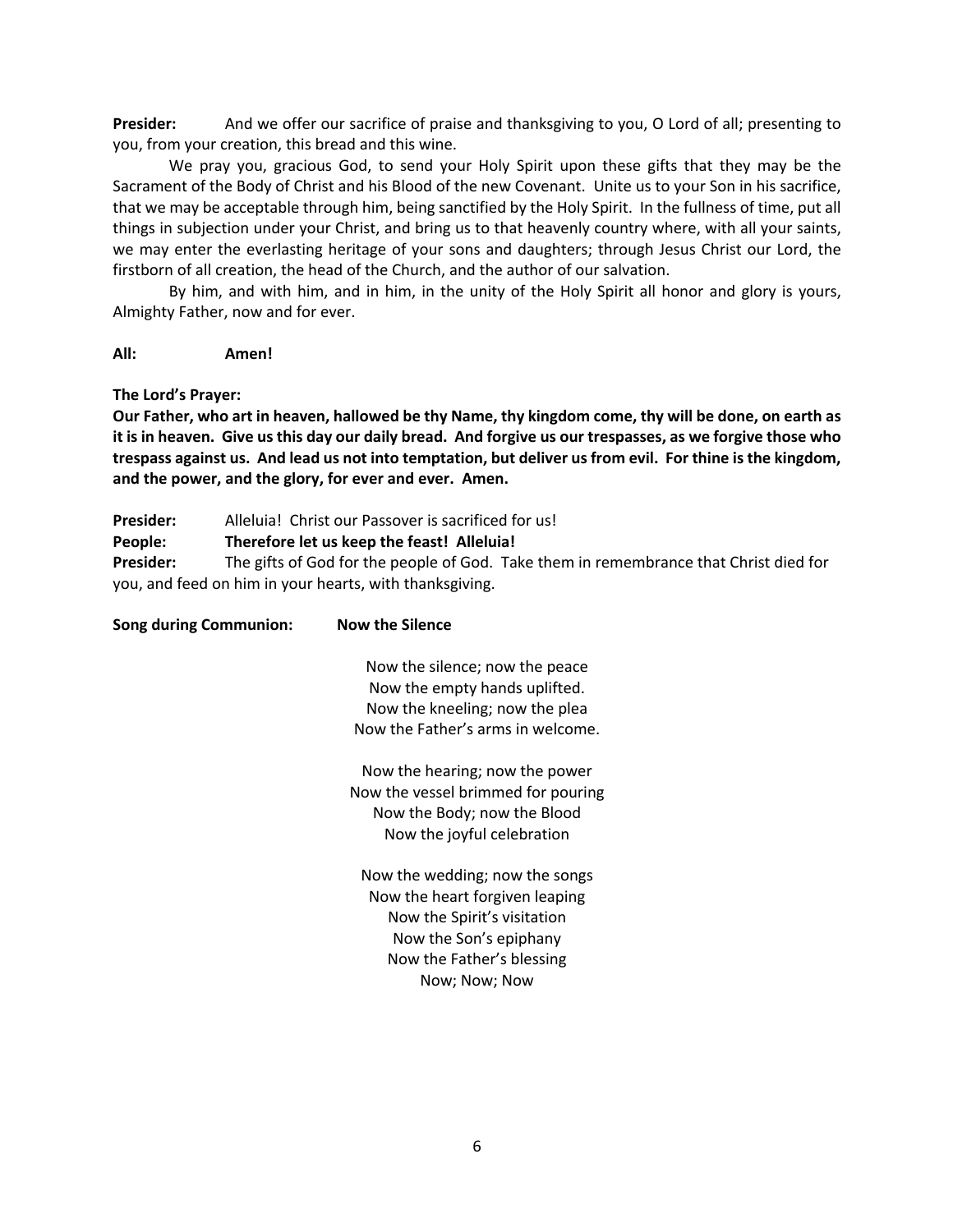**Presider:** And we offer our sacrifice of praise and thanksgiving to you, O Lord of all; presenting to you, from your creation, this bread and this wine.

We pray you, gracious God, to send your Holy Spirit upon these gifts that they may be the Sacrament of the Body of Christ and his Blood of the new Covenant. Unite us to your Son in his sacrifice, that we may be acceptable through him, being sanctified by the Holy Spirit. In the fullness of time, put all things in subjection under your Christ, and bring us to that heavenly country where, with all your saints, we may enter the everlasting heritage of your sons and daughters; through Jesus Christ our Lord, the firstborn of all creation, the head of the Church, and the author of our salvation.

By him, and with him, and in him, in the unity of the Holy Spirit all honor and glory is yours, Almighty Father, now and for ever.

**All: Amen!**

**The Lord's Prayer:**

**Our Father, who art in heaven, hallowed be thy Name, thy kingdom come, thy will be done, on earth as it is in heaven. Give us this day our daily bread. And forgive us our trespasses, as we forgive those who trespass against us. And lead us not into temptation, but deliver us from evil. For thine is the kingdom, and the power, and the glory, for ever and ever. Amen.**

**Presider:** Alleluia! Christ our Passover is sacrificed for us!

**People: Therefore let us keep the feast! Alleluia!**

**Presider:** The gifts of God for the people of God. Take them in remembrance that Christ died for you, and feed on him in your hearts, with thanksgiving.

**Song during Communion: Now the Silence**

Now the silence; now the peace
Now the empty hands uplifted.
Now the kneeling; now the plea
Now the Father's arms in welcome.

Now the hearing; now the power
Now the vessel brimmed for pouring
Now the Body; now the Blood
Now the joyful celebration

Now the wedding; now the songs
Now the heart forgiven leaping
Now the Spirit's visitation
Now the Son's epiphany
Now the Father's blessing
Now; Now; Now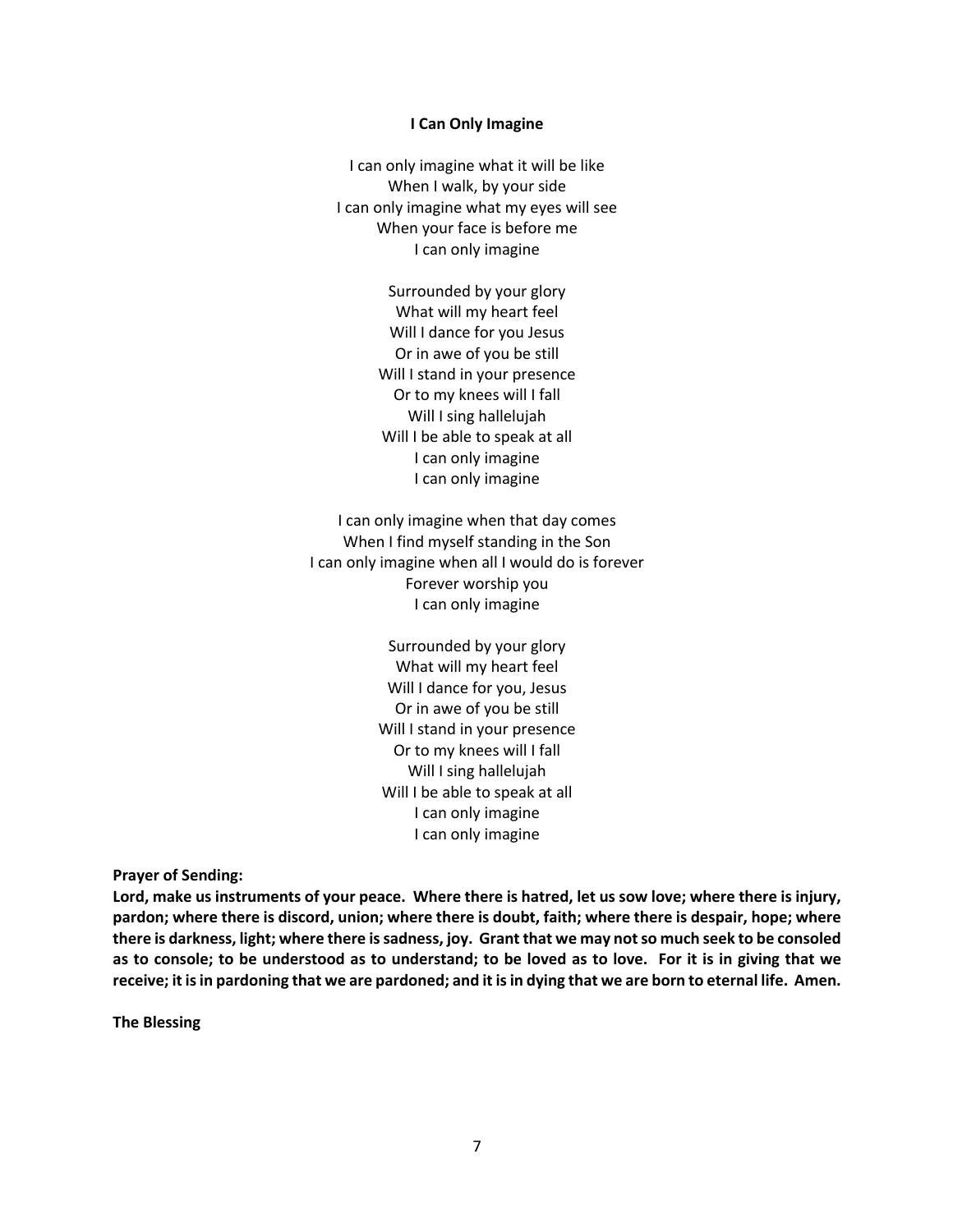**I Can Only Imagine**

I can only imagine what it will be like  
When I walk, by your side  
I can only imagine what my eyes will see  
When your face is before me  
I can only imagine

Surrounded by your glory  
What will my heart feel  
Will I dance for you Jesus  
Or in awe of you be still  
Will I stand in your presence  
Or to my knees will I fall  
Will I sing hallelujah  
Will I be able to speak at all  
I can only imagine  
I can only imagine

I can only imagine when that day comes  
When I find myself standing in the Son  
I can only imagine when all I would do is forever  
Forever worship you  
I can only imagine

Surrounded by your glory  
What will my heart feel  
Will I dance for you, Jesus  
Or in awe of you be still  
Will I stand in your presence  
Or to my knees will I fall  
Will I sing hallelujah  
Will I be able to speak at all  
I can only imagine  
I can only imagine

**Prayer of Sending:**

**Lord, make us instruments of your peace. Where there is hatred, let us sow love; where there is injury, pardon; where there is discord, union; where there is doubt, faith; where there is despair, hope; where there is darkness, light; where there is sadness, joy. Grant that we may not so much seek to be consoled as to console; to be understood as to understand; to be loved as to love. For it is in giving that we receive; it is in pardoning that we are pardoned; and it is in dying that we are born to eternal life. Amen.**

**The Blessing**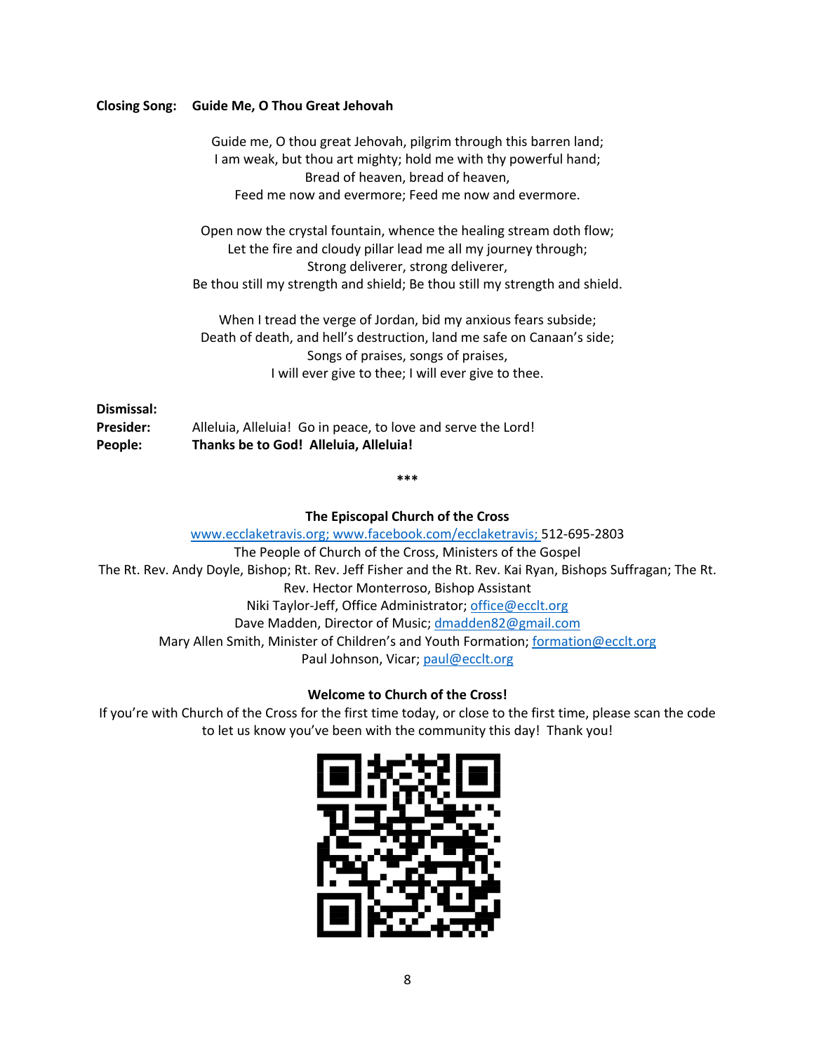**Closing Song: Guide Me, O Thou Great Jehovah**

Guide me, O thou great Jehovah, pilgrim through this barren land;
I am weak, but thou art mighty; hold me with thy powerful hand;
Bread of heaven, bread of heaven,
Feed me now and evermore; Feed me now and evermore.

Open now the crystal fountain, whence the healing stream doth flow;
Let the fire and cloudy pillar lead me all my journey through;
Strong deliverer, strong deliverer,
Be thou still my strength and shield; Be thou still my strength and shield.

When I tread the verge of Jordan, bid my anxious fears subside;
Death of death, and hell's destruction, land me safe on Canaan's side;
Songs of praises, songs of praises,
I will ever give to thee; I will ever give to thee.

**Dismissal:**

**Presider:** Alleluia, Alleluia! Go in peace, to love and serve the Lord!

**People:** **Thanks be to God! Alleluia, Alleluia!**

***

**The Episcopal Church of the Cross**

www.ecclaketravis.org; www.facebook.com/ecclaketravis; 512-695-2803

The People of Church of the Cross, Ministers of the Gospel

The Rt. Rev. Andy Doyle, Bishop; Rt. Rev. Jeff Fisher and the Rt. Rev. Kai Ryan, Bishops Suffragan; The Rt. Rev. Hector Monterroso, Bishop Assistant

Niki Taylor-Jeff, Office Administrator; office@ecclt.org

Dave Madden, Director of Music; dmadden82@gmail.com

Mary Allen Smith, Minister of Children's and Youth Formation; formation@ecclt.org

Paul Johnson, Vicar; paul@ecclt.org

**Welcome to Church of the Cross!**

If you're with Church of the Cross for the first time today, or close to the first time, please scan the code to let us know you've been with the community this day! Thank you!